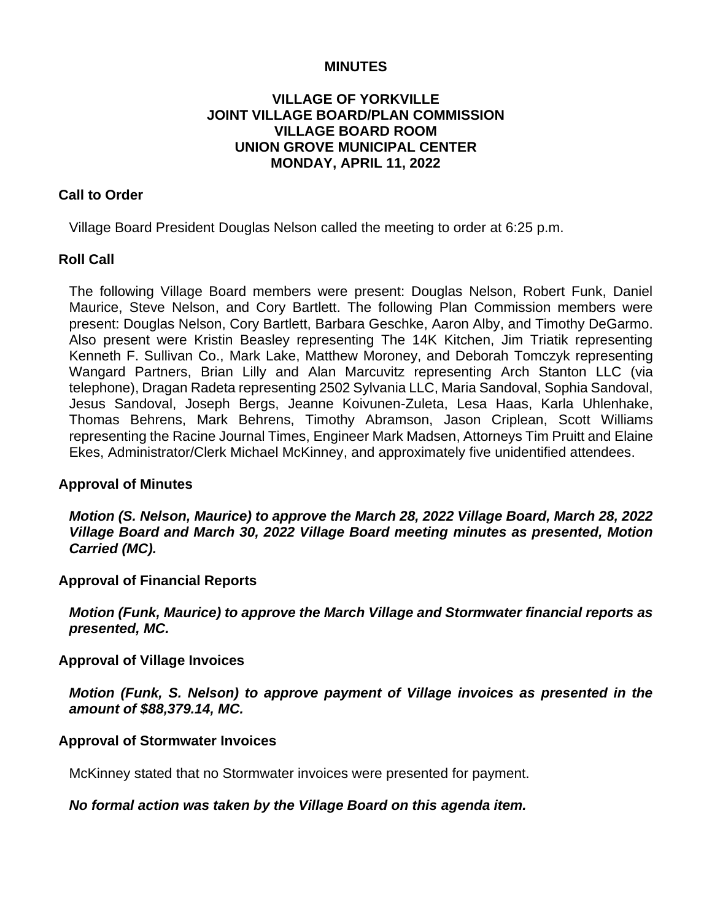# MINUTES

## VILLAGE OF YORKVILLE
## JOINT VILLAGE BOARD/PLAN COMMISSION
## VILLAGE BOARD ROOM
## UNION GROVE MUNICIPAL CENTER
## MONDAY, APRIL 11, 2022

### Call to Order

Village Board President Douglas Nelson called the meeting to order at 6:25 p.m.

### Roll Call

The following Village Board members were present: Douglas Nelson, Robert Funk, Daniel Maurice, Steve Nelson, and Cory Bartlett. The following Plan Commission members were present: Douglas Nelson, Cory Bartlett, Barbara Geschke, Aaron Alby, and Timothy DeGarmo. Also present were Kristin Beasley representing The 14K Kitchen, Jim Triatik representing Kenneth F. Sullivan Co., Mark Lake, Matthew Moroney, and Deborah Tomczyk representing Wangard Partners, Brian Lilly and Alan Marcuvitz representing Arch Stanton LLC (via telephone), Dragan Radeta representing 2502 Sylvania LLC, Maria Sandoval, Sophia Sandoval, Jesus Sandoval, Joseph Bergs, Jeanne Koivunen-Zuleta, Lesa Haas, Karla Uhlenhake, Thomas Behrens, Mark Behrens, Timothy Abramson, Jason Criplean, Scott Williams representing the Racine Journal Times, Engineer Mark Madsen, Attorneys Tim Pruitt and Elaine Ekes, Administrator/Clerk Michael McKinney, and approximately five unidentified attendees.

### Approval of Minutes

***Motion (S. Nelson, Maurice) to approve the March 28, 2022 Village Board, March 28, 2022 Village Board and March 30, 2022 Village Board meeting minutes as presented, Motion Carried (MC).***

### Approval of Financial Reports

***Motion (Funk, Maurice) to approve the March Village and Stormwater financial reports as presented, MC.***

### Approval of Village Invoices

***Motion (Funk, S. Nelson) to approve payment of Village invoices as presented in the amount of $88,379.14, MC.***

### Approval of Stormwater Invoices

McKinney stated that no Stormwater invoices were presented for payment.

***No formal action was taken by the Village Board on this agenda item.***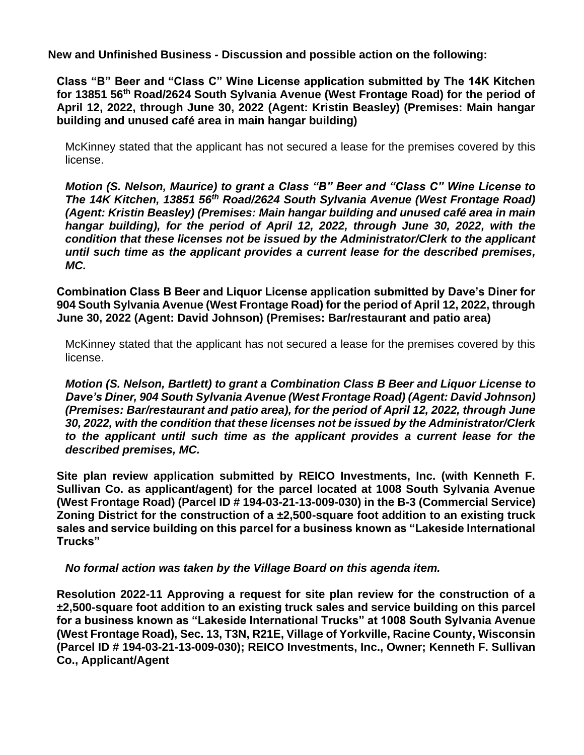**New and Unfinished Business - Discussion and possible action on the following:**

**Class "B" Beer and "Class C" Wine License application submitted by The 14K Kitchen for 13851 56th Road/2624 South Sylvania Avenue (West Frontage Road) for the period of April 12, 2022, through June 30, 2022 (Agent: Kristin Beasley) (Premises: Main hangar building and unused café area in main hangar building)**

McKinney stated that the applicant has not secured a lease for the premises covered by this license.

***Motion (S. Nelson, Maurice) to grant a Class "B" Beer and "Class C" Wine License to The 14K Kitchen, 13851 56th Road/2624 South Sylvania Avenue (West Frontage Road) (Agent: Kristin Beasley) (Premises: Main hangar building and unused café area in main hangar building), for the period of April 12, 2022, through June 30, 2022, with the condition that these licenses not be issued by the Administrator/Clerk to the applicant until such time as the applicant provides a current lease for the described premises, MC.***

**Combination Class B Beer and Liquor License application submitted by Dave's Diner for 904 South Sylvania Avenue (West Frontage Road) for the period of April 12, 2022, through June 30, 2022 (Agent: David Johnson) (Premises: Bar/restaurant and patio area)**

McKinney stated that the applicant has not secured a lease for the premises covered by this license.

***Motion (S. Nelson, Bartlett) to grant a Combination Class B Beer and Liquor License to Dave's Diner, 904 South Sylvania Avenue (West Frontage Road) (Agent: David Johnson) (Premises: Bar/restaurant and patio area), for the period of April 12, 2022, through June 30, 2022, with the condition that these licenses not be issued by the Administrator/Clerk to the applicant until such time as the applicant provides a current lease for the described premises, MC.***

**Site plan review application submitted by REICO Investments, Inc. (with Kenneth F. Sullivan Co. as applicant/agent) for the parcel located at 1008 South Sylvania Avenue (West Frontage Road) (Parcel ID # 194-03-21-13-009-030) in the B-3 (Commercial Service) Zoning District for the construction of a ±2,500-square foot addition to an existing truck sales and service building on this parcel for a business known as "Lakeside International Trucks"**

***No formal action was taken by the Village Board on this agenda item.***

**Resolution 2022-11 Approving a request for site plan review for the construction of a ±2,500-square foot addition to an existing truck sales and service building on this parcel for a business known as "Lakeside International Trucks" at 1008 South Sylvania Avenue (West Frontage Road), Sec. 13, T3N, R21E, Village of Yorkville, Racine County, Wisconsin (Parcel ID # 194-03-21-13-009-030); REICO Investments, Inc., Owner; Kenneth F. Sullivan Co., Applicant/Agent**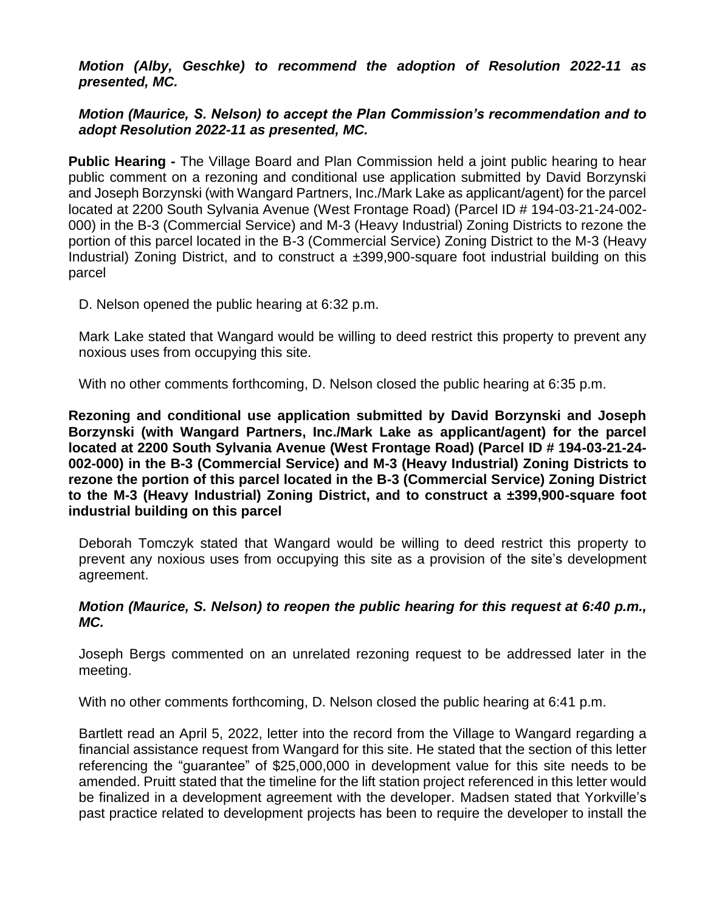***Motion (Alby, Geschke) to recommend the adoption of Resolution 2022-11 as presented, MC.***

***Motion (Maurice, S. Nelson) to accept the Plan Commission's recommendation and to adopt Resolution 2022-11 as presented, MC.***

**Public Hearing -** The Village Board and Plan Commission held a joint public hearing to hear public comment on a rezoning and conditional use application submitted by David Borzynski and Joseph Borzynski (with Wangard Partners, Inc./Mark Lake as applicant/agent) for the parcel located at 2200 South Sylvania Avenue (West Frontage Road) (Parcel ID # 194-03-21-24-002-000) in the B-3 (Commercial Service) and M-3 (Heavy Industrial) Zoning Districts to rezone the portion of this parcel located in the B-3 (Commercial Service) Zoning District to the M-3 (Heavy Industrial) Zoning District, and to construct a ±399,900-square foot industrial building on this parcel

D. Nelson opened the public hearing at 6:32 p.m.

Mark Lake stated that Wangard would be willing to deed restrict this property to prevent any noxious uses from occupying this site.

With no other comments forthcoming, D. Nelson closed the public hearing at 6:35 p.m.

**Rezoning and conditional use application submitted by David Borzynski and Joseph Borzynski (with Wangard Partners, Inc./Mark Lake as applicant/agent) for the parcel located at 2200 South Sylvania Avenue (West Frontage Road) (Parcel ID # 194-03-21-24-002-000) in the B-3 (Commercial Service) and M-3 (Heavy Industrial) Zoning Districts to rezone the portion of this parcel located in the B-3 (Commercial Service) Zoning District to the M-3 (Heavy Industrial) Zoning District, and to construct a ±399,900-square foot industrial building on this parcel**

Deborah Tomczyk stated that Wangard would be willing to deed restrict this property to prevent any noxious uses from occupying this site as a provision of the site's development agreement.

***Motion (Maurice, S. Nelson) to reopen the public hearing for this request at 6:40 p.m., MC.***

Joseph Bergs commented on an unrelated rezoning request to be addressed later in the meeting.

With no other comments forthcoming, D. Nelson closed the public hearing at 6:41 p.m.

Bartlett read an April 5, 2022, letter into the record from the Village to Wangard regarding a financial assistance request from Wangard for this site. He stated that the section of this letter referencing the "guarantee" of $25,000,000 in development value for this site needs to be amended. Pruitt stated that the timeline for the lift station project referenced in this letter would be finalized in a development agreement with the developer. Madsen stated that Yorkville's past practice related to development projects has been to require the developer to install the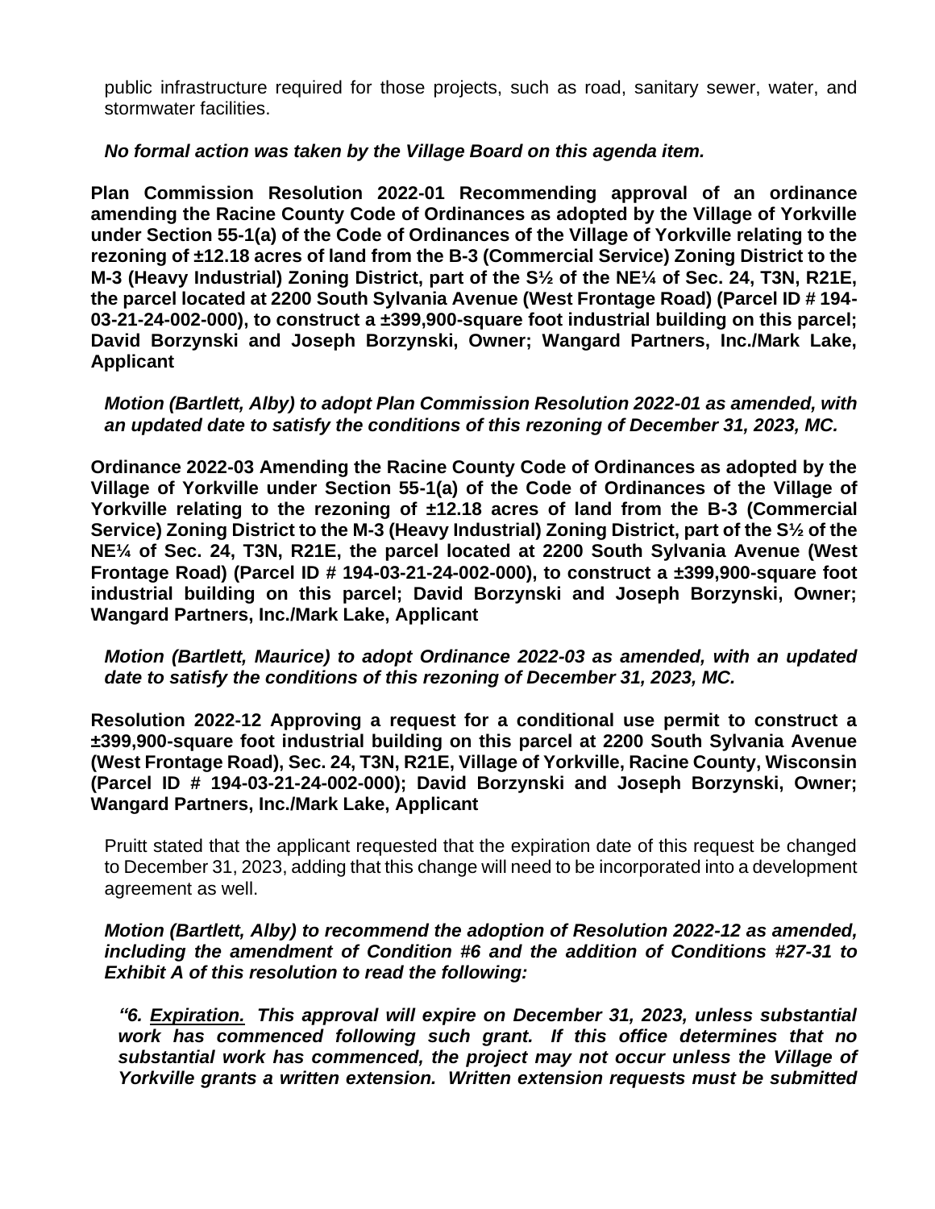public infrastructure required for those projects, such as road, sanitary sewer, water, and stormwater facilities.

***No formal action was taken by the Village Board on this agenda item.***

**Plan Commission Resolution 2022-01 Recommending approval of an ordinance amending the Racine County Code of Ordinances as adopted by the Village of Yorkville under Section 55-1(a) of the Code of Ordinances of the Village of Yorkville relating to the rezoning of ±12.18 acres of land from the B-3 (Commercial Service) Zoning District to the M-3 (Heavy Industrial) Zoning District, part of the S½ of the NE¼ of Sec. 24, T3N, R21E, the parcel located at 2200 South Sylvania Avenue (West Frontage Road) (Parcel ID # 194-03-21-24-002-000), to construct a ±399,900-square foot industrial building on this parcel; David Borzynski and Joseph Borzynski, Owner; Wangard Partners, Inc./Mark Lake, Applicant**

***Motion (Bartlett, Alby) to adopt Plan Commission Resolution 2022-01 as amended, with an updated date to satisfy the conditions of this rezoning of December 31, 2023, MC.***

**Ordinance 2022-03 Amending the Racine County Code of Ordinances as adopted by the Village of Yorkville under Section 55-1(a) of the Code of Ordinances of the Village of Yorkville relating to the rezoning of ±12.18 acres of land from the B-3 (Commercial Service) Zoning District to the M-3 (Heavy Industrial) Zoning District, part of the S½ of the NE¼ of Sec. 24, T3N, R21E, the parcel located at 2200 South Sylvania Avenue (West Frontage Road) (Parcel ID # 194-03-21-24-002-000), to construct a ±399,900-square foot industrial building on this parcel; David Borzynski and Joseph Borzynski, Owner; Wangard Partners, Inc./Mark Lake, Applicant**

***Motion (Bartlett, Maurice) to adopt Ordinance 2022-03 as amended, with an updated date to satisfy the conditions of this rezoning of December 31, 2023, MC.***

**Resolution 2022-12 Approving a request for a conditional use permit to construct a ±399,900-square foot industrial building on this parcel at 2200 South Sylvania Avenue (West Frontage Road), Sec. 24, T3N, R21E, Village of Yorkville, Racine County, Wisconsin (Parcel ID # 194-03-21-24-002-000); David Borzynski and Joseph Borzynski, Owner; Wangard Partners, Inc./Mark Lake, Applicant**

Pruitt stated that the applicant requested that the expiration date of this request be changed to December 31, 2023, adding that this change will need to be incorporated into a development agreement as well.

***Motion (Bartlett, Alby) to recommend the adoption of Resolution 2022-12 as amended, including the amendment of Condition #6 and the addition of Conditions #27-31 to Exhibit A of this resolution to read the following:***

***"6. <u>Expiration.</u> This approval will expire on December 31, 2023, unless substantial work has commenced following such grant. If this office determines that no substantial work has commenced, the project may not occur unless the Village of Yorkville grants a written extension. Written extension requests must be submitted***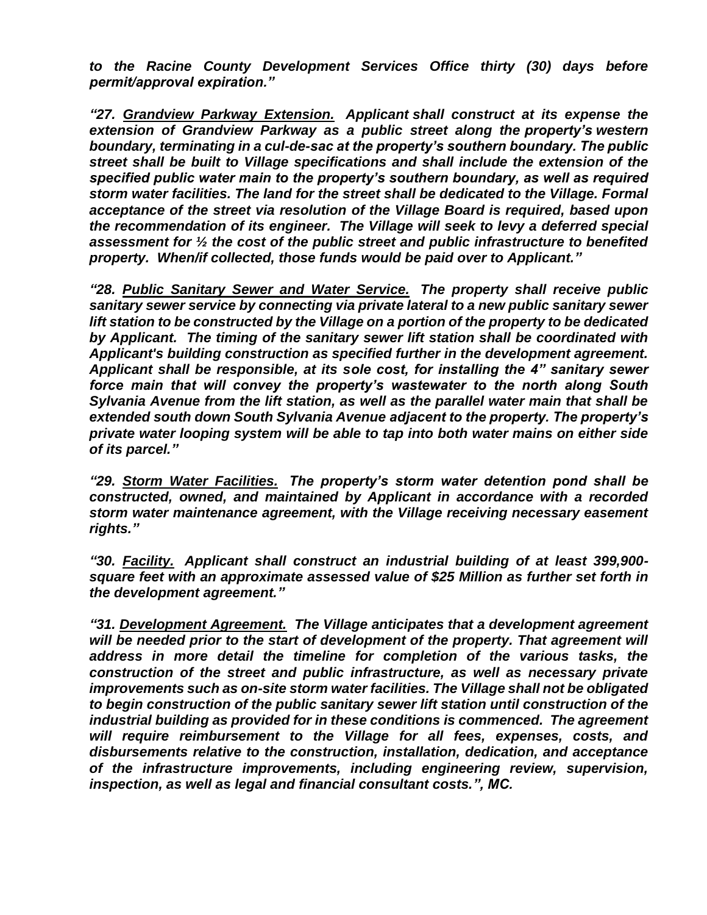***to the Racine County Development Services Office thirty (30) days before permit/approval expiration."***

***"27. <u>Grandview Parkway Extension.</u> Applicant shall construct at its expense the extension of Grandview Parkway as a public street along the property's western boundary, terminating in a cul-de-sac at the property's southern boundary. The public street shall be built to Village specifications and shall include the extension of the specified public water main to the property's southern boundary, as well as required storm water facilities. The land for the street shall be dedicated to the Village. Formal acceptance of the street via resolution of the Village Board is required, based upon the recommendation of its engineer. The Village will seek to levy a deferred special assessment for ½ the cost of the public street and public infrastructure to benefited property. When/if collected, those funds would be paid over to Applicant."***

***"28. <u>Public Sanitary Sewer and Water Service.</u> The property shall receive public sanitary sewer service by connecting via private lateral to a new public sanitary sewer lift station to be constructed by the Village on a portion of the property to be dedicated by Applicant. The timing of the sanitary sewer lift station shall be coordinated with Applicant's building construction as specified further in the development agreement. Applicant shall be responsible, at its sole cost, for installing the 4" sanitary sewer force main that will convey the property's wastewater to the north along South Sylvania Avenue from the lift station, as well as the parallel water main that shall be extended south down South Sylvania Avenue adjacent to the property. The property's private water looping system will be able to tap into both water mains on either side of its parcel."***

***"29. <u>Storm Water Facilities.</u> The property's storm water detention pond shall be constructed, owned, and maintained by Applicant in accordance with a recorded storm water maintenance agreement, with the Village receiving necessary easement rights."***

***"30. <u>Facility.</u> Applicant shall construct an industrial building of at least 399,900-square feet with an approximate assessed value of $25 Million as further set forth in the development agreement."***

***"31. <u>Development Agreement.</u> The Village anticipates that a development agreement will be needed prior to the start of development of the property. That agreement will address in more detail the timeline for completion of the various tasks, the construction of the street and public infrastructure, as well as necessary private improvements such as on-site storm water facilities. The Village shall not be obligated to begin construction of the public sanitary sewer lift station until construction of the industrial building as provided for in these conditions is commenced. The agreement will require reimbursement to the Village for all fees, expenses, costs, and disbursements relative to the construction, installation, dedication, and acceptance of the infrastructure improvements, including engineering review, supervision, inspection, as well as legal and financial consultant costs.", MC.***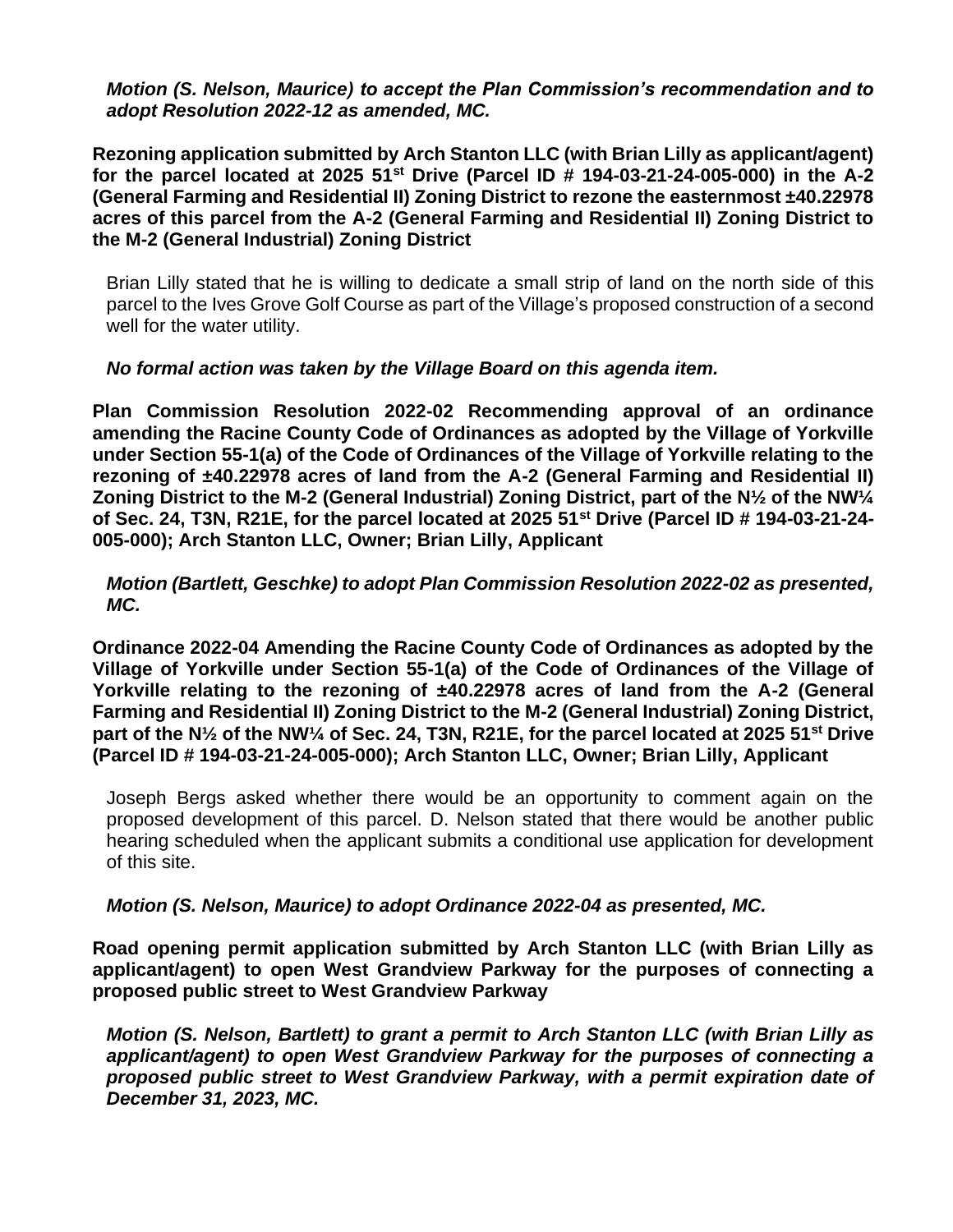*Motion (S. Nelson, Maurice) to accept the Plan Commission's recommendation and to adopt Resolution 2022-12 as amended, MC.*

**Rezoning application submitted by Arch Stanton LLC (with Brian Lilly as applicant/agent) for the parcel located at 2025 51st Drive (Parcel ID # 194-03-21-24-005-000) in the A-2 (General Farming and Residential II) Zoning District to rezone the easternmost ±40.22978 acres of this parcel from the A-2 (General Farming and Residential II) Zoning District to the M-2 (General Industrial) Zoning District**

Brian Lilly stated that he is willing to dedicate a small strip of land on the north side of this parcel to the Ives Grove Golf Course as part of the Village's proposed construction of a second well for the water utility.

*No formal action was taken by the Village Board on this agenda item.*

**Plan Commission Resolution 2022-02 Recommending approval of an ordinance amending the Racine County Code of Ordinances as adopted by the Village of Yorkville under Section 55-1(a) of the Code of Ordinances of the Village of Yorkville relating to the rezoning of ±40.22978 acres of land from the A-2 (General Farming and Residential II) Zoning District to the M-2 (General Industrial) Zoning District, part of the N½ of the NW¼ of Sec. 24, T3N, R21E, for the parcel located at 2025 51st Drive (Parcel ID # 194-03-21-24-005-000); Arch Stanton LLC, Owner; Brian Lilly, Applicant**

*Motion (Bartlett, Geschke) to adopt Plan Commission Resolution 2022-02 as presented, MC.*

**Ordinance 2022-04 Amending the Racine County Code of Ordinances as adopted by the Village of Yorkville under Section 55-1(a) of the Code of Ordinances of the Village of Yorkville relating to the rezoning of ±40.22978 acres of land from the A-2 (General Farming and Residential II) Zoning District to the M-2 (General Industrial) Zoning District, part of the N½ of the NW¼ of Sec. 24, T3N, R21E, for the parcel located at 2025 51st Drive (Parcel ID # 194-03-21-24-005-000); Arch Stanton LLC, Owner; Brian Lilly, Applicant**

Joseph Bergs asked whether there would be an opportunity to comment again on the proposed development of this parcel. D. Nelson stated that there would be another public hearing scheduled when the applicant submits a conditional use application for development of this site.

*Motion (S. Nelson, Maurice) to adopt Ordinance 2022-04 as presented, MC.*

**Road opening permit application submitted by Arch Stanton LLC (with Brian Lilly as applicant/agent) to open West Grandview Parkway for the purposes of connecting a proposed public street to West Grandview Parkway**

*Motion (S. Nelson, Bartlett) to grant a permit to Arch Stanton LLC (with Brian Lilly as applicant/agent) to open West Grandview Parkway for the purposes of connecting a proposed public street to West Grandview Parkway, with a permit expiration date of December 31, 2023, MC.*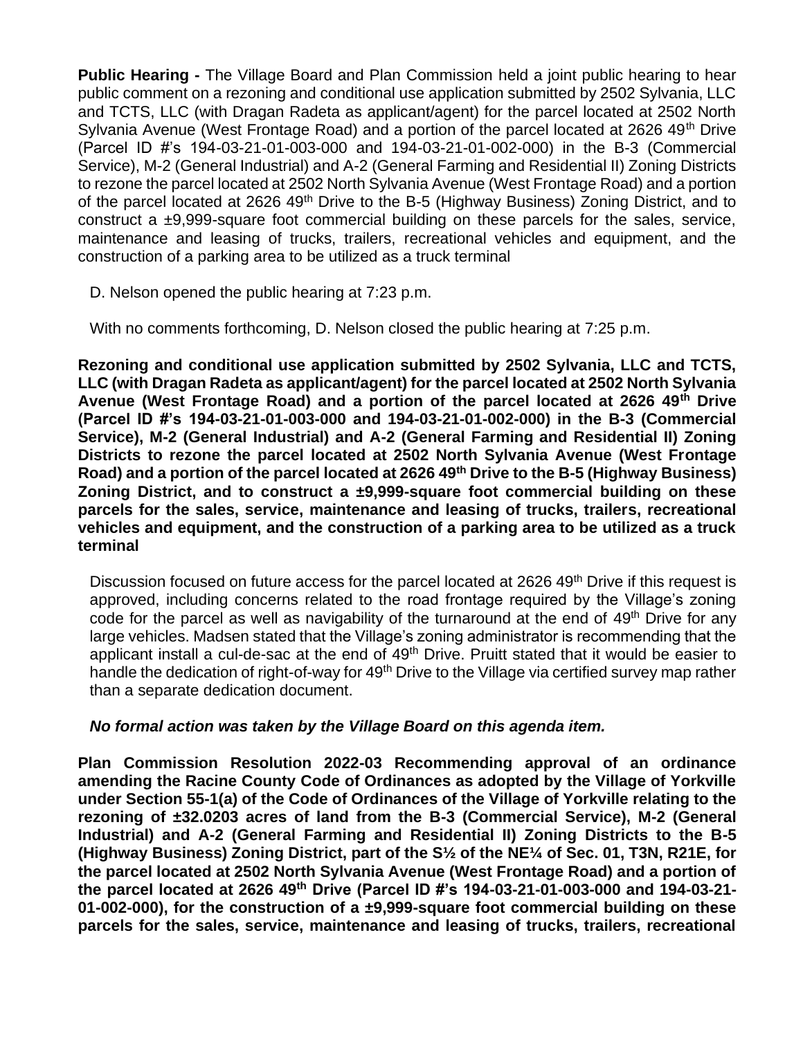**Public Hearing -** The Village Board and Plan Commission held a joint public hearing to hear public comment on a rezoning and conditional use application submitted by 2502 Sylvania, LLC and TCTS, LLC (with Dragan Radeta as applicant/agent) for the parcel located at 2502 North Sylvania Avenue (West Frontage Road) and a portion of the parcel located at 2626 49th Drive (Parcel ID #'s 194-03-21-01-003-000 and 194-03-21-01-002-000) in the B-3 (Commercial Service), M-2 (General Industrial) and A-2 (General Farming and Residential II) Zoning Districts to rezone the parcel located at 2502 North Sylvania Avenue (West Frontage Road) and a portion of the parcel located at 2626 49th Drive to the B-5 (Highway Business) Zoning District, and to construct a ±9,999-square foot commercial building on these parcels for the sales, service, maintenance and leasing of trucks, trailers, recreational vehicles and equipment, and the construction of a parking area to be utilized as a truck terminal

D. Nelson opened the public hearing at 7:23 p.m.

With no comments forthcoming, D. Nelson closed the public hearing at 7:25 p.m.

**Rezoning and conditional use application submitted by 2502 Sylvania, LLC and TCTS, LLC (with Dragan Radeta as applicant/agent) for the parcel located at 2502 North Sylvania Avenue (West Frontage Road) and a portion of the parcel located at 2626 49th Drive (Parcel ID #'s 194-03-21-01-003-000 and 194-03-21-01-002-000) in the B-3 (Commercial Service), M-2 (General Industrial) and A-2 (General Farming and Residential II) Zoning Districts to rezone the parcel located at 2502 North Sylvania Avenue (West Frontage Road) and a portion of the parcel located at 2626 49th Drive to the B-5 (Highway Business) Zoning District, and to construct a ±9,999-square foot commercial building on these parcels for the sales, service, maintenance and leasing of trucks, trailers, recreational vehicles and equipment, and the construction of a parking area to be utilized as a truck terminal**

Discussion focused on future access for the parcel located at 2626 49th Drive if this request is approved, including concerns related to the road frontage required by the Village's zoning code for the parcel as well as navigability of the turnaround at the end of 49th Drive for any large vehicles. Madsen stated that the Village's zoning administrator is recommending that the applicant install a cul-de-sac at the end of 49th Drive. Pruitt stated that it would be easier to handle the dedication of right-of-way for 49th Drive to the Village via certified survey map rather than a separate dedication document.

***No formal action was taken by the Village Board on this agenda item.***

**Plan Commission Resolution 2022-03 Recommending approval of an ordinance amending the Racine County Code of Ordinances as adopted by the Village of Yorkville under Section 55-1(a) of the Code of Ordinances of the Village of Yorkville relating to the rezoning of ±32.0203 acres of land from the B-3 (Commercial Service), M-2 (General Industrial) and A-2 (General Farming and Residential II) Zoning Districts to the B-5 (Highway Business) Zoning District, part of the S½ of the NE¼ of Sec. 01, T3N, R21E, for the parcel located at 2502 North Sylvania Avenue (West Frontage Road) and a portion of the parcel located at 2626 49th Drive (Parcel ID #'s 194-03-21-01-003-000 and 194-03-21-01-002-000), for the construction of a ±9,999-square foot commercial building on these parcels for the sales, service, maintenance and leasing of trucks, trailers, recreational**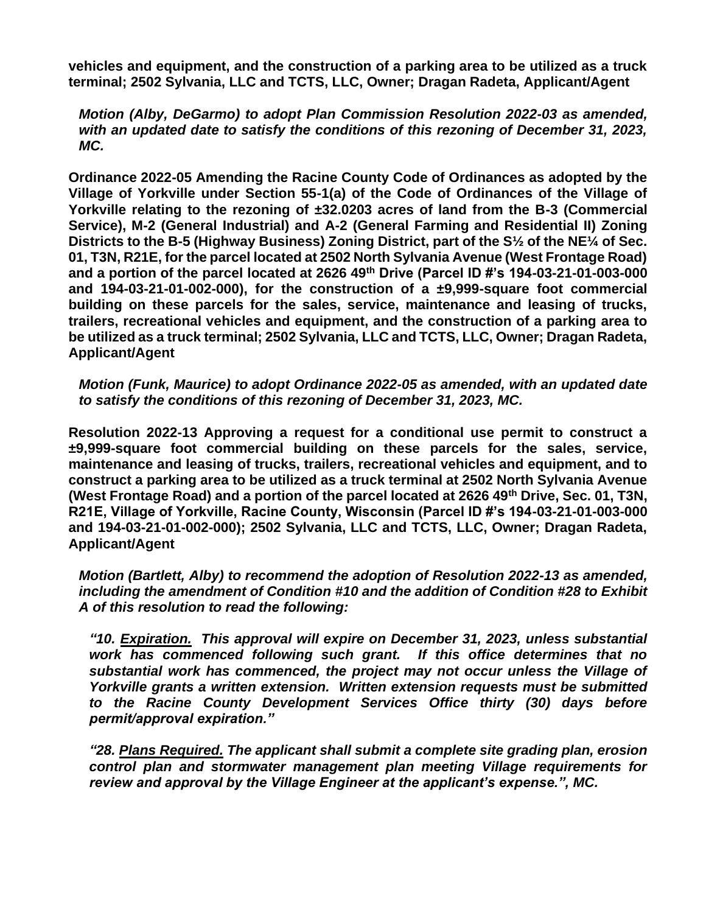**vehicles and equipment, and the construction of a parking area to be utilized as a truck terminal; 2502 Sylvania, LLC and TCTS, LLC, Owner; Dragan Radeta, Applicant/Agent**

***Motion (Alby, DeGarmo) to adopt Plan Commission Resolution 2022-03 as amended, with an updated date to satisfy the conditions of this rezoning of December 31, 2023, MC.***

**Ordinance 2022-05 Amending the Racine County Code of Ordinances as adopted by the Village of Yorkville under Section 55-1(a) of the Code of Ordinances of the Village of Yorkville relating to the rezoning of ±32.0203 acres of land from the B-3 (Commercial Service), M-2 (General Industrial) and A-2 (General Farming and Residential II) Zoning Districts to the B-5 (Highway Business) Zoning District, part of the S½ of the NE¼ of Sec. 01, T3N, R21E, for the parcel located at 2502 North Sylvania Avenue (West Frontage Road) and a portion of the parcel located at 2626 49th Drive (Parcel ID #'s 194-03-21-01-003-000 and 194-03-21-01-002-000), for the construction of a ±9,999-square foot commercial building on these parcels for the sales, service, maintenance and leasing of trucks, trailers, recreational vehicles and equipment, and the construction of a parking area to be utilized as a truck terminal; 2502 Sylvania, LLC and TCTS, LLC, Owner; Dragan Radeta, Applicant/Agent**

***Motion (Funk, Maurice) to adopt Ordinance 2022-05 as amended, with an updated date to satisfy the conditions of this rezoning of December 31, 2023, MC.***

**Resolution 2022-13 Approving a request for a conditional use permit to construct a ±9,999-square foot commercial building on these parcels for the sales, service, maintenance and leasing of trucks, trailers, recreational vehicles and equipment, and to construct a parking area to be utilized as a truck terminal at 2502 North Sylvania Avenue (West Frontage Road) and a portion of the parcel located at 2626 49th Drive, Sec. 01, T3N, R21E, Village of Yorkville, Racine County, Wisconsin (Parcel ID #'s 194-03-21-01-003-000 and 194-03-21-01-002-000); 2502 Sylvania, LLC and TCTS, LLC, Owner; Dragan Radeta, Applicant/Agent**

***Motion (Bartlett, Alby) to recommend the adoption of Resolution 2022-13 as amended, including the amendment of Condition #10 and the addition of Condition #28 to Exhibit A of this resolution to read the following:***

> ***"10. Expiration. This approval will expire on December 31, 2023, unless substantial work has commenced following such grant. If this office determines that no substantial work has commenced, the project may not occur unless the Village of Yorkville grants a written extension. Written extension requests must be submitted to the Racine County Development Services Office thirty (30) days before permit/approval expiration."***
>
> ***"28. Plans Required. The applicant shall submit a complete site grading plan, erosion control plan and stormwater management plan meeting Village requirements for review and approval by the Village Engineer at the applicant's expense.", MC.***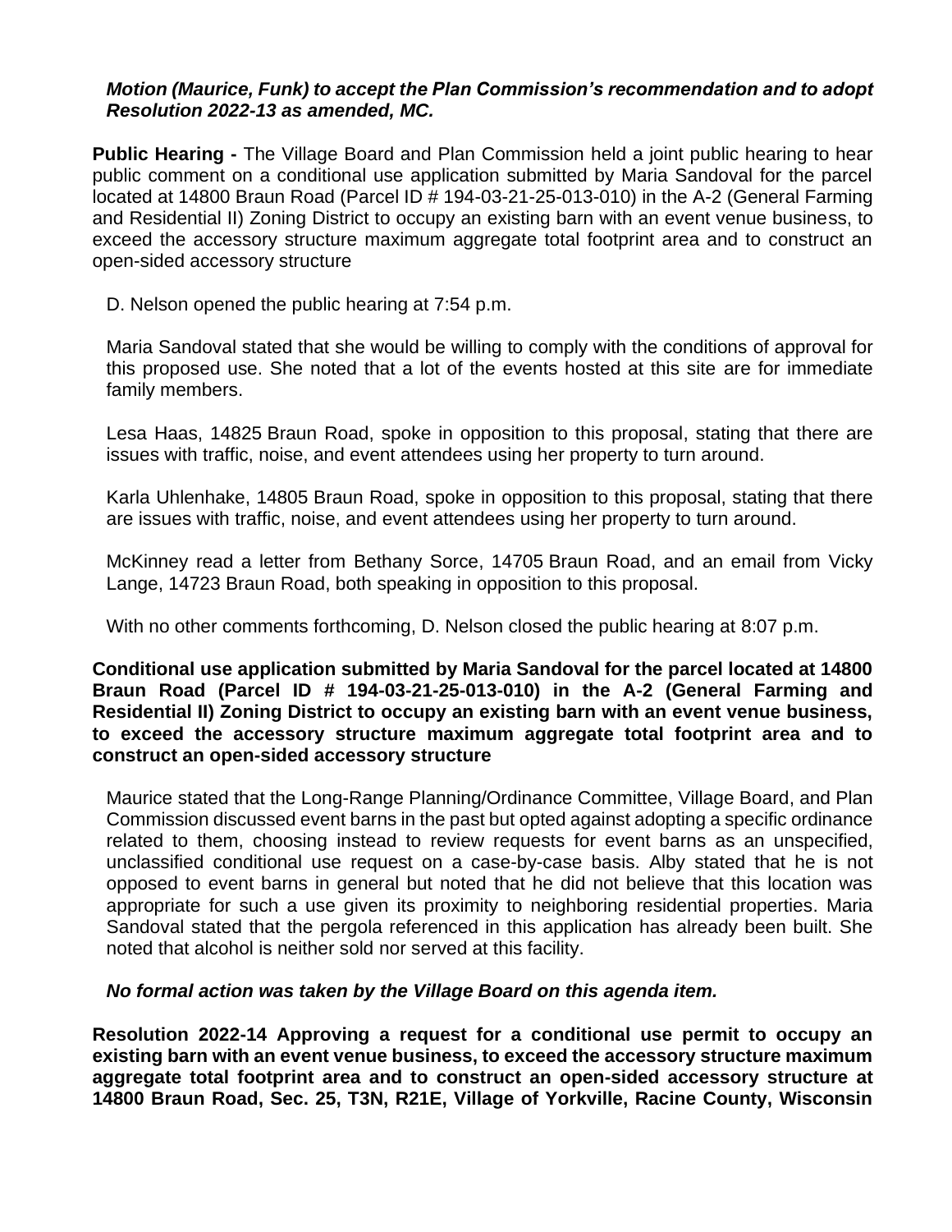***Motion (Maurice, Funk) to accept the Plan Commission's recommendation and to adopt Resolution 2022-13 as amended, MC.***

**Public Hearing -** The Village Board and Plan Commission held a joint public hearing to hear public comment on a conditional use application submitted by Maria Sandoval for the parcel located at 14800 Braun Road (Parcel ID # 194-03-21-25-013-010) in the A-2 (General Farming and Residential II) Zoning District to occupy an existing barn with an event venue business, to exceed the accessory structure maximum aggregate total footprint area and to construct an open-sided accessory structure

D. Nelson opened the public hearing at 7:54 p.m.

Maria Sandoval stated that she would be willing to comply with the conditions of approval for this proposed use. She noted that a lot of the events hosted at this site are for immediate family members.

Lesa Haas, 14825 Braun Road, spoke in opposition to this proposal, stating that there are issues with traffic, noise, and event attendees using her property to turn around.

Karla Uhlenhake, 14805 Braun Road, spoke in opposition to this proposal, stating that there are issues with traffic, noise, and event attendees using her property to turn around.

McKinney read a letter from Bethany Sorce, 14705 Braun Road, and an email from Vicky Lange, 14723 Braun Road, both speaking in opposition to this proposal.

With no other comments forthcoming, D. Nelson closed the public hearing at 8:07 p.m.

**Conditional use application submitted by Maria Sandoval for the parcel located at 14800 Braun Road (Parcel ID # 194-03-21-25-013-010) in the A-2 (General Farming and Residential II) Zoning District to occupy an existing barn with an event venue business, to exceed the accessory structure maximum aggregate total footprint area and to construct an open-sided accessory structure**

Maurice stated that the Long-Range Planning/Ordinance Committee, Village Board, and Plan Commission discussed event barns in the past but opted against adopting a specific ordinance related to them, choosing instead to review requests for event barns as an unspecified, unclassified conditional use request on a case-by-case basis. Alby stated that he is not opposed to event barns in general but noted that he did not believe that this location was appropriate for such a use given its proximity to neighboring residential properties. Maria Sandoval stated that the pergola referenced in this application has already been built. She noted that alcohol is neither sold nor served at this facility.

***No formal action was taken by the Village Board on this agenda item.***

**Resolution 2022-14 Approving a request for a conditional use permit to occupy an existing barn with an event venue business, to exceed the accessory structure maximum aggregate total footprint area and to construct an open-sided accessory structure at 14800 Braun Road, Sec. 25, T3N, R21E, Village of Yorkville, Racine County, Wisconsin**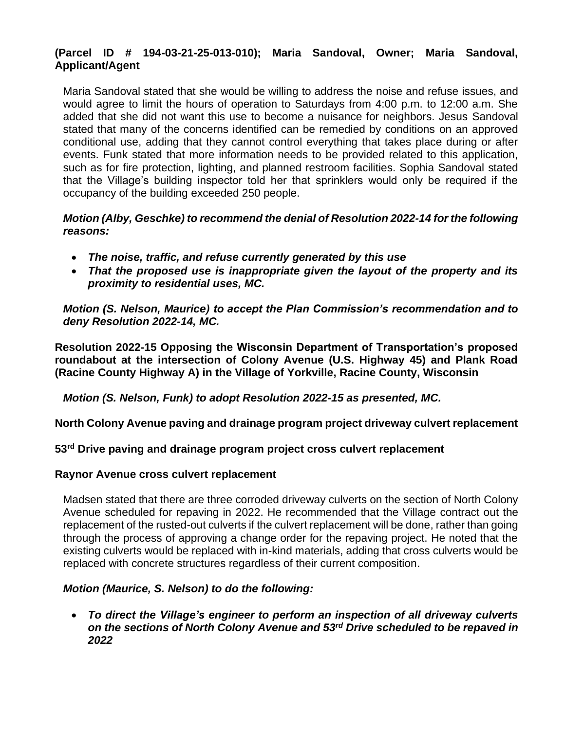**(Parcel ID # 194-03-21-25-013-010); Maria Sandoval, Owner; Maria Sandoval, Applicant/Agent**

Maria Sandoval stated that she would be willing to address the noise and refuse issues, and would agree to limit the hours of operation to Saturdays from 4:00 p.m. to 12:00 a.m. She added that she did not want this use to become a nuisance for neighbors. Jesus Sandoval stated that many of the concerns identified can be remedied by conditions on an approved conditional use, adding that they cannot control everything that takes place during or after events. Funk stated that more information needs to be provided related to this application, such as for fire protection, lighting, and planned restroom facilities. Sophia Sandoval stated that the Village's building inspector told her that sprinklers would only be required if the occupancy of the building exceeded 250 people.

***Motion (Alby, Geschke) to recommend the denial of Resolution 2022-14 for the following reasons:***

- ***The noise, traffic, and refuse currently generated by this use***
- ***That the proposed use is inappropriate given the layout of the property and its proximity to residential uses, MC.***

***Motion (S. Nelson, Maurice) to accept the Plan Commission's recommendation and to deny Resolution 2022-14, MC.***

**Resolution 2022-15 Opposing the Wisconsin Department of Transportation's proposed roundabout at the intersection of Colony Avenue (U.S. Highway 45) and Plank Road (Racine County Highway A) in the Village of Yorkville, Racine County, Wisconsin**

***Motion (S. Nelson, Funk) to adopt Resolution 2022-15 as presented, MC.***

**North Colony Avenue paving and drainage program project driveway culvert replacement**

**53rd Drive paving and drainage program project cross culvert replacement**

**Raynor Avenue cross culvert replacement**

Madsen stated that there are three corroded driveway culverts on the section of North Colony Avenue scheduled for repaving in 2022. He recommended that the Village contract out the replacement of the rusted-out culverts if the culvert replacement will be done, rather than going through the process of approving a change order for the repaving project. He noted that the existing culverts would be replaced with in-kind materials, adding that cross culverts would be replaced with concrete structures regardless of their current composition.

***Motion (Maurice, S. Nelson) to do the following:***

- ***To direct the Village's engineer to perform an inspection of all driveway culverts on the sections of North Colony Avenue and 53rd Drive scheduled to be repaved in 2022***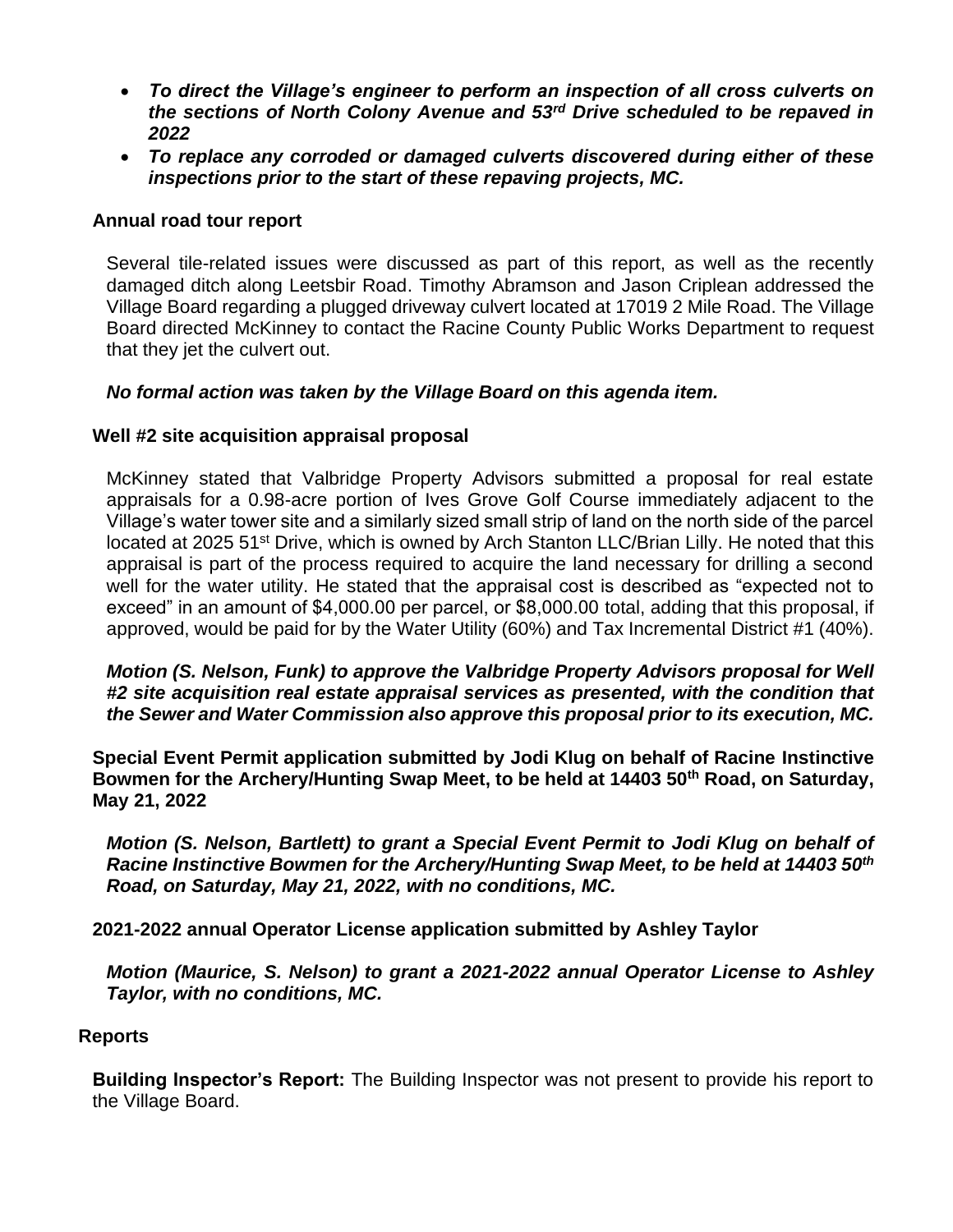- ***To direct the Village's engineer to perform an inspection of all cross culverts on the sections of North Colony Avenue and 53rd Drive scheduled to be repaved in 2022***
- ***To replace any corroded or damaged culverts discovered during either of these inspections prior to the start of these repaving projects, MC.***

**Annual road tour report**

Several tile-related issues were discussed as part of this report, as well as the recently damaged ditch along Leetsbir Road. Timothy Abramson and Jason Criplean addressed the Village Board regarding a plugged driveway culvert located at 17019 2 Mile Road. The Village Board directed McKinney to contact the Racine County Public Works Department to request that they jet the culvert out.

***No formal action was taken by the Village Board on this agenda item.***

**Well #2 site acquisition appraisal proposal**

McKinney stated that Valbridge Property Advisors submitted a proposal for real estate appraisals for a 0.98-acre portion of Ives Grove Golf Course immediately adjacent to the Village's water tower site and a similarly sized small strip of land on the north side of the parcel located at 2025 51st Drive, which is owned by Arch Stanton LLC/Brian Lilly. He noted that this appraisal is part of the process required to acquire the land necessary for drilling a second well for the water utility. He stated that the appraisal cost is described as "expected not to exceed" in an amount of $4,000.00 per parcel, or $8,000.00 total, adding that this proposal, if approved, would be paid for by the Water Utility (60%) and Tax Incremental District #1 (40%).

***Motion (S. Nelson, Funk) to approve the Valbridge Property Advisors proposal for Well #2 site acquisition real estate appraisal services as presented, with the condition that the Sewer and Water Commission also approve this proposal prior to its execution, MC.***

**Special Event Permit application submitted by Jodi Klug on behalf of Racine Instinctive Bowmen for the Archery/Hunting Swap Meet, to be held at 14403 50th Road, on Saturday, May 21, 2022**

***Motion (S. Nelson, Bartlett) to grant a Special Event Permit to Jodi Klug on behalf of Racine Instinctive Bowmen for the Archery/Hunting Swap Meet, to be held at 14403 50th Road, on Saturday, May 21, 2022, with no conditions, MC.***

**2021-2022 annual Operator License application submitted by Ashley Taylor**

***Motion (Maurice, S. Nelson) to grant a 2021-2022 annual Operator License to Ashley Taylor, with no conditions, MC.***

**Reports**

**Building Inspector's Report:** The Building Inspector was not present to provide his report to the Village Board.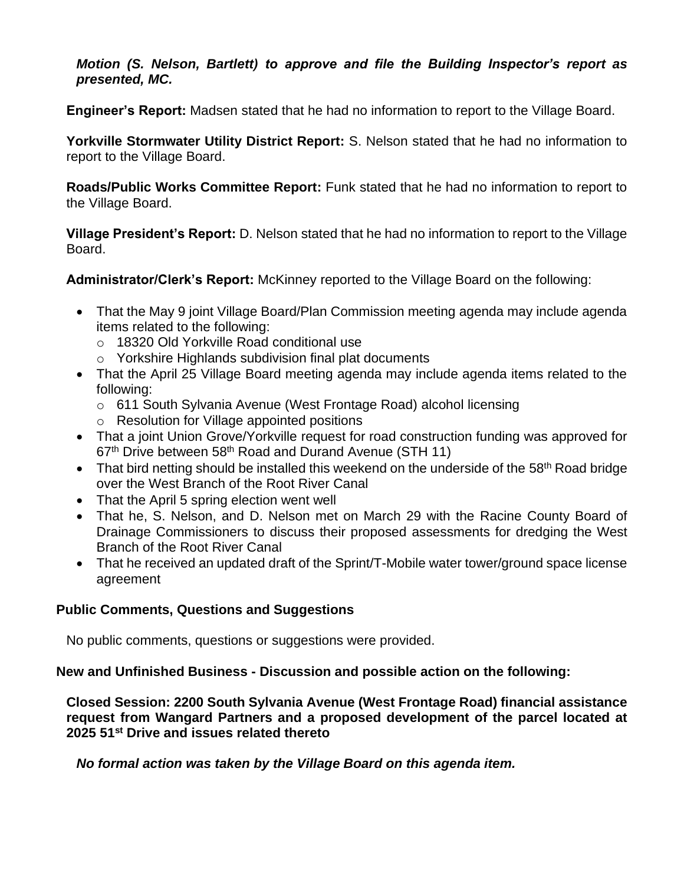***Motion (S. Nelson, Bartlett) to approve and file the Building Inspector's report as presented, MC.***

**Engineer's Report:** Madsen stated that he had no information to report to the Village Board.

**Yorkville Stormwater Utility District Report:** S. Nelson stated that he had no information to report to the Village Board.

**Roads/Public Works Committee Report:** Funk stated that he had no information to report to the Village Board.

**Village President's Report:** D. Nelson stated that he had no information to report to the Village Board.

**Administrator/Clerk's Report:** McKinney reported to the Village Board on the following:

- That the May 9 joint Village Board/Plan Commission meeting agenda may include agenda items related to the following:
  - 18320 Old Yorkville Road conditional use
  - Yorkshire Highlands subdivision final plat documents
- That the April 25 Village Board meeting agenda may include agenda items related to the following:
  - 611 South Sylvania Avenue (West Frontage Road) alcohol licensing
  - Resolution for Village appointed positions
- That a joint Union Grove/Yorkville request for road construction funding was approved for 67th Drive between 58th Road and Durand Avenue (STH 11)
- That bird netting should be installed this weekend on the underside of the 58th Road bridge over the West Branch of the Root River Canal
- That the April 5 spring election went well
- That he, S. Nelson, and D. Nelson met on March 29 with the Racine County Board of Drainage Commissioners to discuss their proposed assessments for dredging the West Branch of the Root River Canal
- That he received an updated draft of the Sprint/T-Mobile water tower/ground space license agreement

**Public Comments, Questions and Suggestions**

No public comments, questions or suggestions were provided.

**New and Unfinished Business - Discussion and possible action on the following:**

**Closed Session: 2200 South Sylvania Avenue (West Frontage Road) financial assistance request from Wangard Partners and a proposed development of the parcel located at 2025 51st Drive and issues related thereto**

***No formal action was taken by the Village Board on this agenda item.***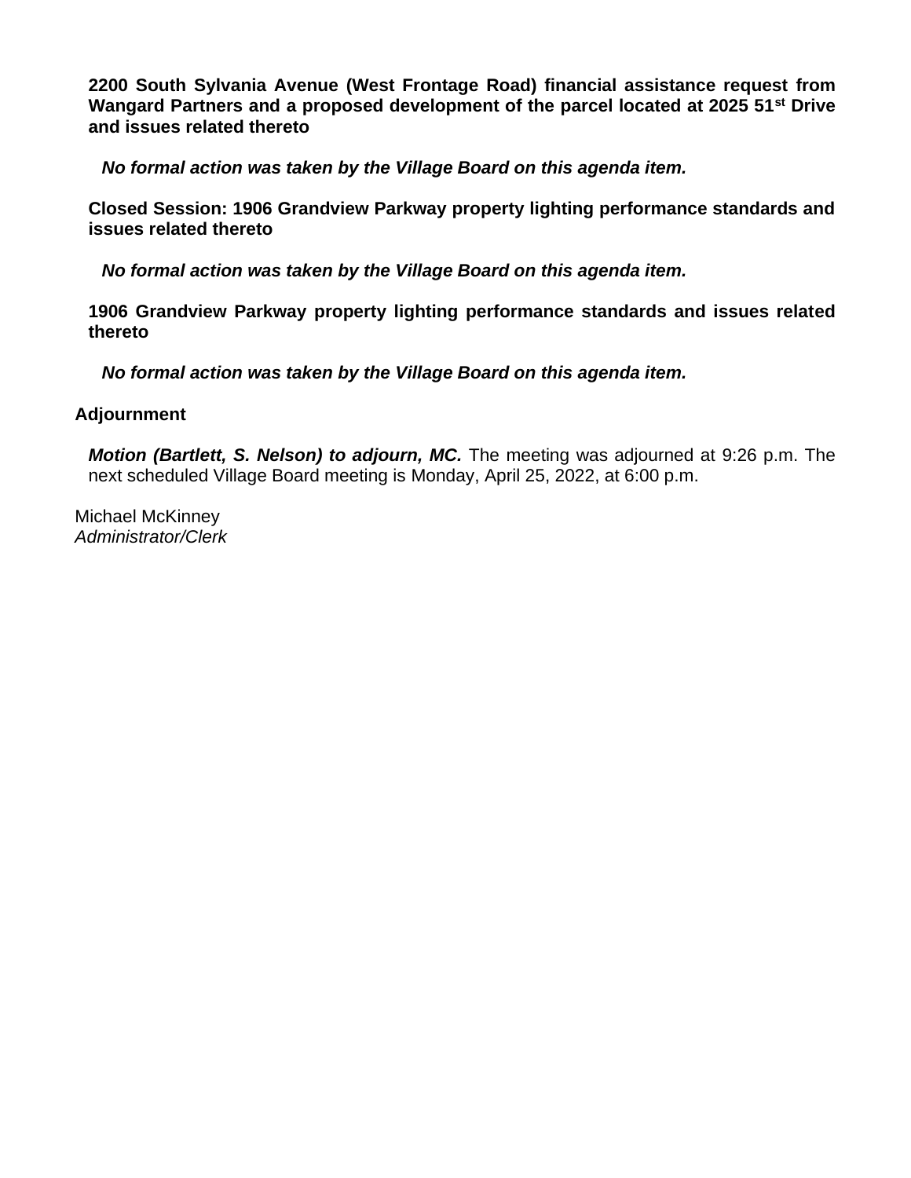**2200 South Sylvania Avenue (West Frontage Road) financial assistance request from Wangard Partners and a proposed development of the parcel located at 2025 51st Drive and issues related thereto**

***No formal action was taken by the Village Board on this agenda item.***

**Closed Session: 1906 Grandview Parkway property lighting performance standards and issues related thereto**

***No formal action was taken by the Village Board on this agenda item.***

**1906 Grandview Parkway property lighting performance standards and issues related thereto**

***No formal action was taken by the Village Board on this agenda item.***

**Adjournment**

***Motion (Bartlett, S. Nelson) to adjourn, MC.*** The meeting was adjourned at 9:26 p.m. The next scheduled Village Board meeting is Monday, April 25, 2022, at 6:00 p.m.

Michael McKinney
*Administrator/Clerk*